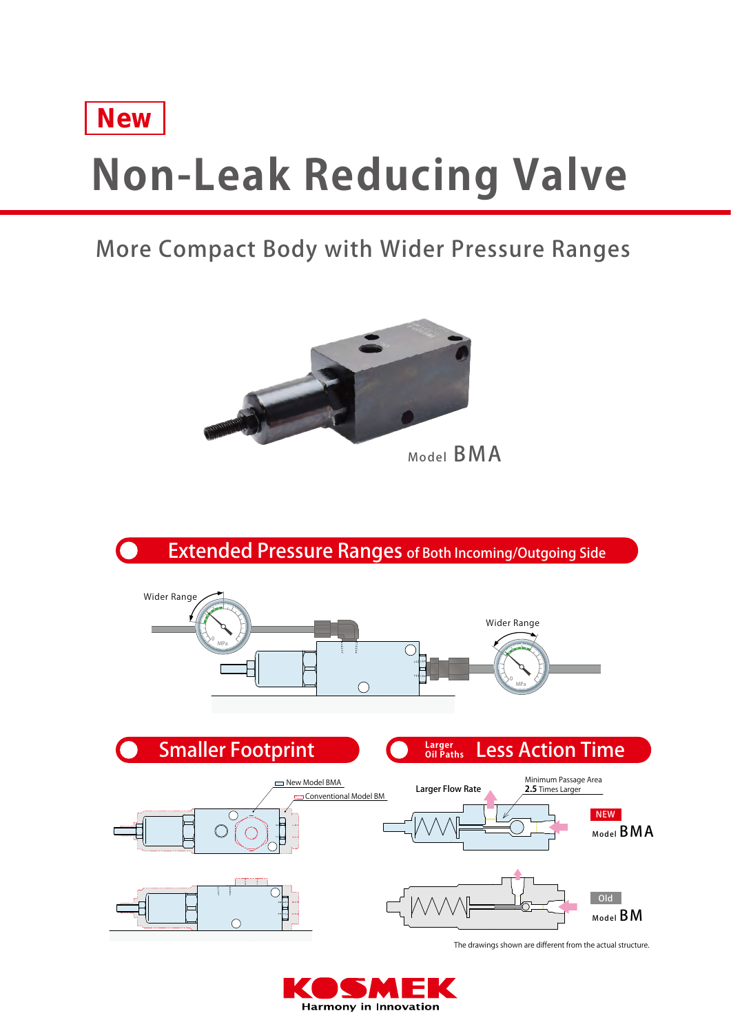New

# Non-Leak Reducing Valve

## More Compact Body with Wider Pressure Ranges

Model BMA

## Extended Pressure Ranges of Both Incoming/Outgoing Side

Wider Range

Wider Range

## Smaller Footprint

New Model BMA

Conventional Model BM

## Larger Oil Paths Less Action Time

Larger Flow Rate

Minimum Passage Area **2.5** Times Larger

NEW

Model BMA

Old

Model BM

The drawings shown are different from the actual structure.

KOSMEK

Harmony in Innovation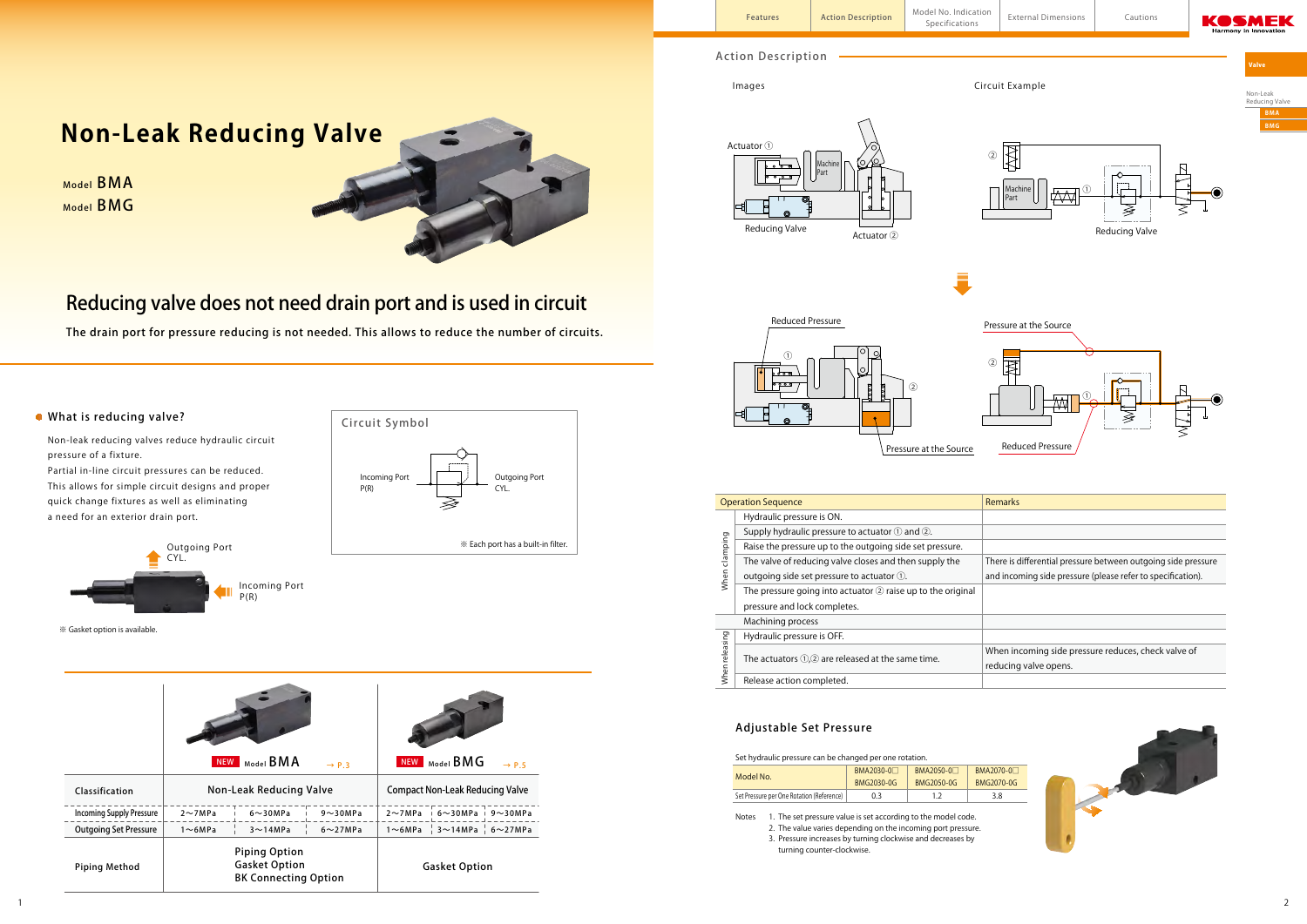# Non-Leak Reducing Valve

Model **BMA**
Model **BMG**

## Reducing valve does not need drain port and is used in circuit

The drain port for pressure reducing is not needed. This allows to reduce the number of circuits.

### What is reducing valve?

Non-leak reducing valves reduce hydraulic circuit pressure of a fixture.
Partial in-line circuit pressures can be reduced.
This allows for simple circuit designs and proper quick change fixtures as well as eliminating a need for an exterior drain port.

Outgoing Port
CYL.

Incoming Port
P(R)

※ Gasket option is available.

**Circuit Symbol**

Incoming Port
P(R)

Outgoing Port
CYL.

※ Each port has a built-in filter.

| | NEW Model BMA → P.3 | | | NEW Model BMG → P.5 | | |
|---|---|---|---|---|---|---|
| Classification | Non-Leak Reducing Valve | | | Compact Non-Leak Reducing Valve | | |
| Incoming Supply Pressure | 2～7MPa | 6～30MPa | 9～30MPa | 2～7MPa | 6～30MPa | 9～30MPa |
| Outgoing Set Pressure | 1～6MPa | 3～14MPa | 6～27MPa | 1～6MPa | 3～14MPa | 6～27MPa |
| Piping Method | Piping Option<br>Gasket Option<br>BK Connecting Option | | | Gasket Option | | |

## Action Description

Images

Actuator ①
Machine Part
Reducing Valve
Actuator ②

Circuit Example

②
Machine Part
①
Reducing Valve

Reduced Pressure
①
②
Pressure at the Source

Pressure at the Source
②
①
Reduced Pressure

| | Operation Sequence | Remarks |
|---|---|---|
| When clamping | Hydraulic pressure is ON. | |
| | Supply hydraulic pressure to actuator ① and ②. | |
| | Raise the pressure up to the outgoing side set pressure. | |
| | The valve of reducing valve closes and then supply the outgoing side set pressure to actuator ①. | There is differential pressure between outgoing side pressure and incoming side pressure (please refer to specification). |
| | The pressure going into actuator ② raise up to the original pressure and lock completes. | |
| | Machining process | |
| When releasing | Hydraulic pressure is OFF. | |
| | The actuators ①,② are released at the same time. | When incoming side pressure reduces, check valve of reducing valve opens. |
| | Release action completed. | |

### Adjustable Set Pressure

Set hydraulic pressure can be changed per one rotation.

| Model No. | BMA2030-0□<br>BMG2030-0G | BMA2050-0□<br>BMG2050-0G | BMA2070-0□<br>BMG2070-0G |
|---|---|---|---|
| Set Pressure per One Rotation (Reference) | 0.3 | 1.2 | 3.8 |

Notes
1. The set pressure value is set according to the model code.
2. The value varies depending on the incoming port pressure.
3. Pressure increases by turning clockwise and decreases by turning counter-clockwise.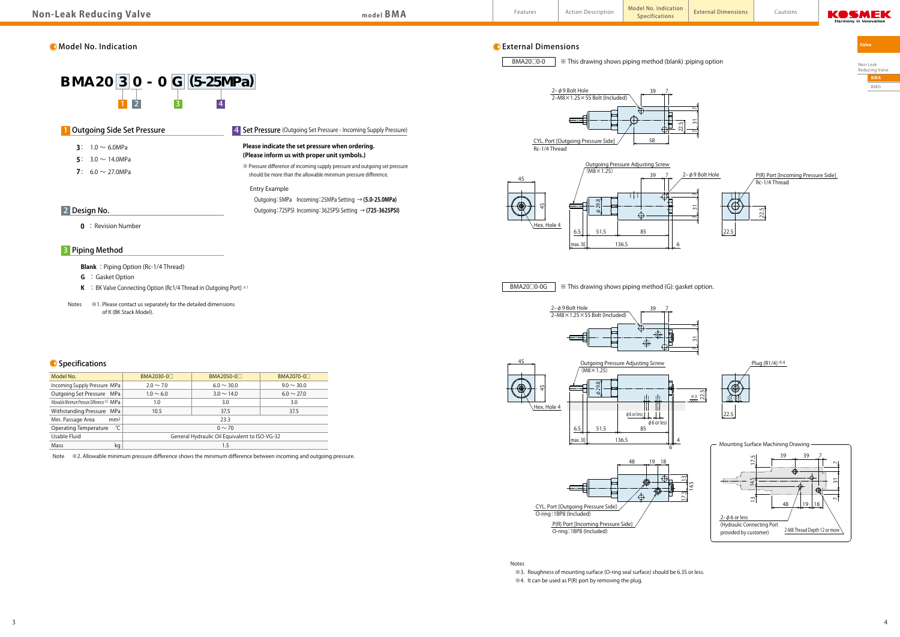## Model No. Indication

**BMA20 3 0 - 0 G (5-25MPa)**

1 2 3 4

### 1 Outgoing Side Set Pressure

**3**: 1.0 ～ 6.0MPa
**5**: 3.0 ～ 14.0MPa
**7**: 6.0 ～ 27.0MPa

### 2 Design No.

**0** : Revision Number

### 3 Piping Method

**Blank** : Piping Option (Rc-1/4 Thread)
**G** : Gasket Option
**K** : BK Valve Connecting Option (Rc1/4 Thread in Outgoing Port) ※1

Notes ※1. Please contact us separately for the detailed dimensions of K (BK Stack Model).

### 4 Set Pressure (Outgoing Set Pressure - Incoming Supply Pressure)

**Please indicate the set pressure when ordering.**
**(Please inform us with proper unit symbols.)**

※ Pressure difference of incoming supply pressure and outgoing set pressure should be more than the allowable minimum pressure difference.

Entry Example
Outgoing:5MPa Incoming:25MPa Setting → **(5.0-25.0MPa)**
Outgoing:725PSI Incoming:3625PSI Setting → **(725-3625PSI)**

## Specifications

| Model No. | BMA2030-0□ | BMA2050-0□ | BMA2070-0□ |
|---|---|---|---|
| Incoming Supply Pressure MPa | 2.0 ～ 7.0 | 6.0 ～ 30.0 | 9.0 ～ 30.0 |
| Outgoing Set Pressure MPa | 1.0 ～ 6.0 | 3.0 ～ 14.0 | 6.0 ～ 27.0 |
| Allowable Minimum Pressure Difference ※2 MPa | 1.0 | 3.0 | 3.0 |
| Withstanding Pressure MPa | 10.5 | 37.5 | 37.5 |
| Min. Passage Area mm² | 23.3 | | |
| Operating Temperature ℃ | 0 ～ 70 | | |
| Usable Fluid | General Hydraulic Oil Equivalent to ISO-VG-32 | | |
| Mass kg | 1.5 | | |

Note ※2. Allowable minimum pressure difference shows the minimum difference between incoming and outgoing pressure.

## External Dimensions

BMA20□0-0 ※ This drawing shows piping method (blank) :piping option

2-φ9 Bolt Hole
2-M8×1.25×55 Bolt (Included)
39 7
7 31 7 22.5
CYL. Port [Outgoing Pressure Side]
Rc-1/4 Thread
58
Outgoing Pressure Adjusting Screw
(M8×1.25)
45
45
φ29.8
Hex. Hole 4
6.5 51.5 85
max. 30 136.5 6
2-φ9 Bolt Hole
P(R) Port [Incoming Pressure Side]
Rc-1/4 Thread
22.5
22.5

BMA20□0-0G ※ This drawing shows piping method (G): gasket option.

2-φ9 Bolt Hole
2-M8×1.25×55 Bolt (Included)
39 7
7 31 7
45
45
Outgoing Pressure Adjusting Screw
(M8×1.25)
φ29.8
Hex. Hole 4
φ6 or less
φ6 or less
※3
22.5
6.5 51.5 85
max. 30 136.5 4
6
Plug (R1/4) ※4
22.5
48 19 18
13 14.5 17.5
CYL. Port [Outgoing Pressure Side]
O-ring:1BP8 (Included)
P(R) Port [Incoming Pressure Side]
O-ring:1BP8 (Included)

Mounting Surface Machining Drawing
39 39 7
17.5 14.5 13
7 31 7
48 19 18
2-φ6 or less
(Hydraulic Connecting Port provided by customer)
2-M8 Thread Depth 12 or more

Notes
※3. Roughness of mounting surface (O-ring seal surface) should be 6.3S or less.
※4. It can be used as P(R) port by removing the plug.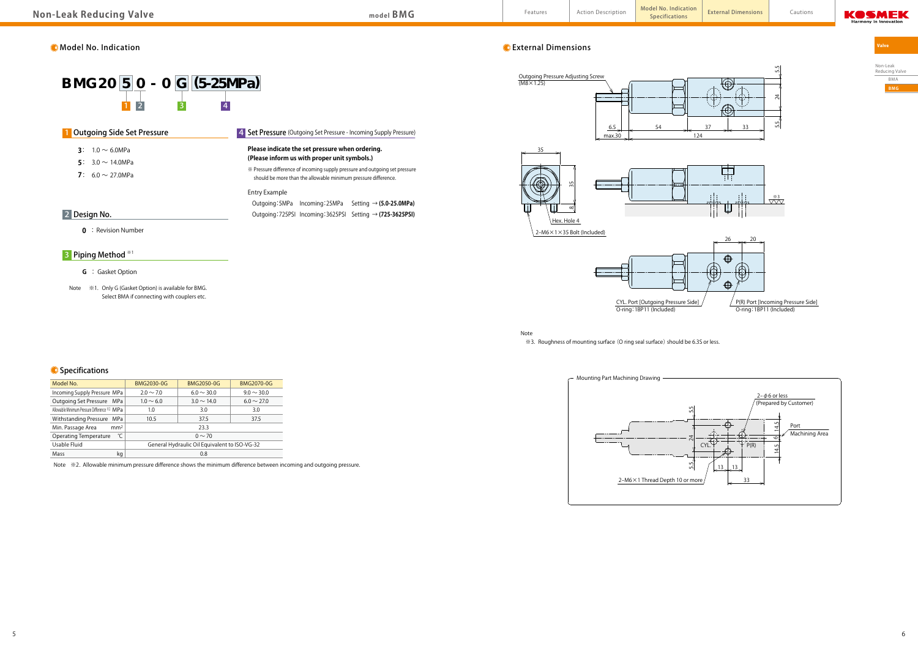## Model No. Indication

**BMG20 5 0 - 0 G (5-25MPa)**

1 2 3 4

### 1 Outgoing Side Set Pressure

- 3 : 1.0 ～ 6.0MPa
- 5 : 3.0 ～ 14.0MPa
- 7 : 6.0 ～ 27.0MPa

### 2 Design No.

**0** : Revision Number

### 3 Piping Method ※1

**G** : Gasket Option

Note ※1. Only G (Gasket Option) is available for BMG. Select BMA if connecting with couplers etc.

### 4 Set Pressure (Outgoing Set Pressure - Incoming Supply Pressure)

**Please indicate the set pressure when ordering.**
**(Please inform us with proper unit symbols.)**

※ Pressure difference of incoming supply pressure and outgoing set pressure should be more than the allowable minimum pressure difference.

Entry Example

Outgoing : 5MPa Incoming : 25MPa Setting → **(5.0-25.0MPa)**
Outgoing : 725PSI Incoming : 3625PSI Setting → **(725-3625PSI)**

## Specifications

| Model No. | BMG2030-0G | BMG2050-0G | BMG2070-0G |
|---|---|---|---|
| Incoming Supply Pressure MPa | 2.0 ～ 7.0 | 6.0 ～ 30.0 | 9.0 ～ 30.0 |
| Outgoing Set Pressure MPa | 1.0 ～ 6.0 | 3.0 ～ 14.0 | 6.0 ～ 27.0 |
| Allowable Minimum Pressure Difference ※2 MPa | 1.0 | 3.0 | 3.0 |
| Withstanding Pressure MPa | 10.5 | 37.5 | 37.5 |
| Min. Passage Area $mm^2$ | 23.3 | | |
| Operating Temperature ℃ | 0 ～ 70 | | |
| Usable Fluid | General Hydraulic Oil Equivalent to ISO-VG-32 | | |
| Mass kg | 0.8 | | |

Note ※2. Allowable minimum pressure difference shows the minimum difference between incoming and outgoing pressure.

## External Dimensions

Outgoing Pressure Adjusting Screw (M8×1.25)

6.5
max.30
54
37
33
124
5.5
24
5.5
35
35
8
Hex. Hole 4
2-M6×1×35 Bolt (Included)
※3
26
20
CYL. Port [Outgoing Pressure Side]
O-ring : 1BP11 (Included)
P(R) Port [Incoming Pressure Side]
O-ring : 1BP11 (Included)

Note
※3. Roughness of mounting surface (O ring seal surface) should be 6.3S or less.

Mounting Part Machining Drawing

2-φ6 or less (Prepared by Customer)
Port Machining Area
5.5
24
5.5
14.5
6
14.5
CYL.
P(R)
13
13
33
2-M6×1 Thread Depth 10 or more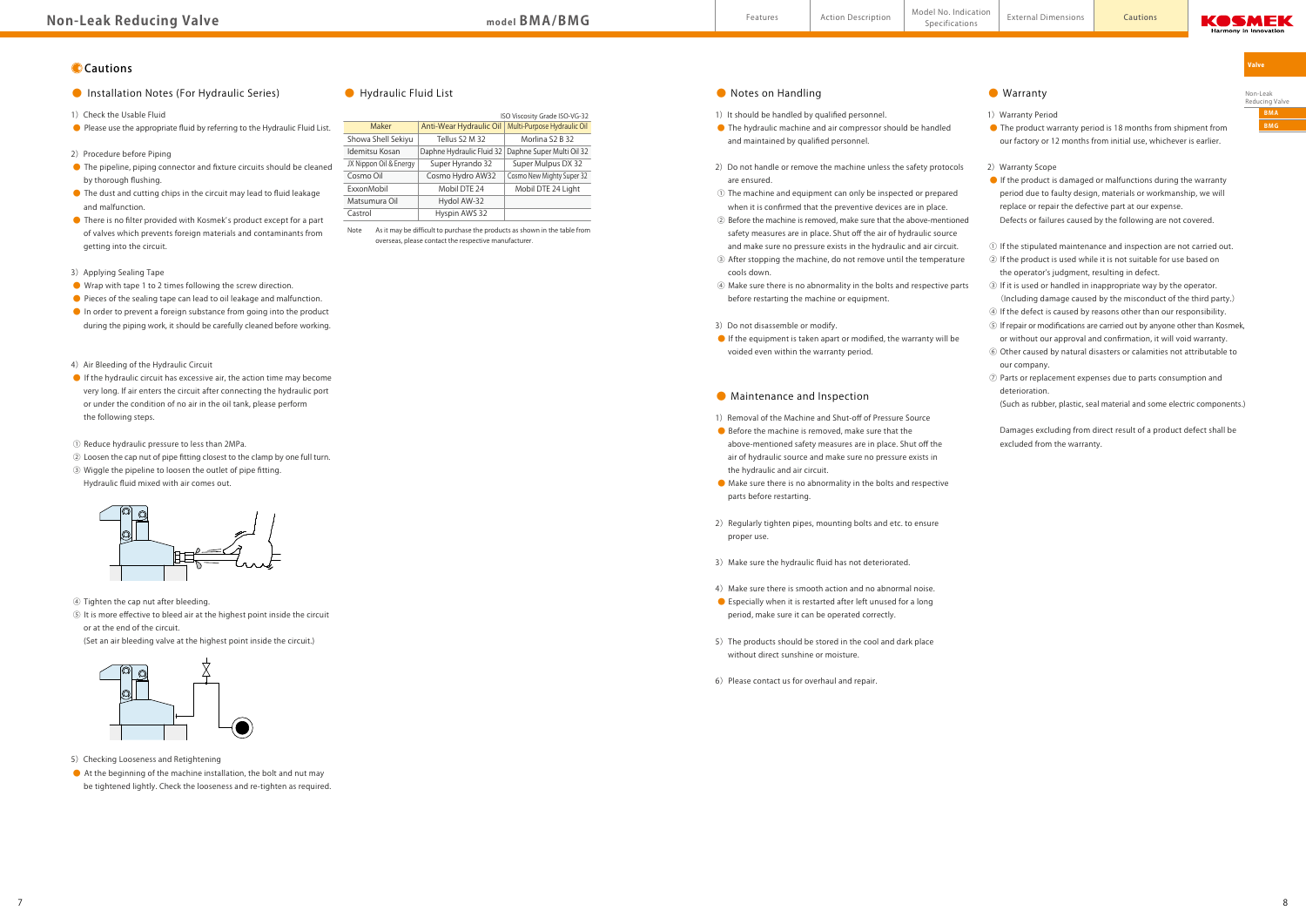## Cautions

### Installation Notes (For Hydraulic Series)

1）Check the Usable Fluid

- Please use the appropriate fluid by referring to the Hydraulic Fluid List.

2）Procedure before Piping

- The pipeline, piping connector and fixture circuits should be cleaned by thorough flushing.
- The dust and cutting chips in the circuit may lead to fluid leakage and malfunction.
- There is no filter provided with Kosmek's product except for a part of valves which prevents foreign materials and contaminants from getting into the circuit.

3）Applying Sealing Tape

- Wrap with tape 1 to 2 times following the screw direction.
- Pieces of the sealing tape can lead to oil leakage and malfunction.
- In order to prevent a foreign substance from going into the product during the piping work, it should be carefully cleaned before working.

4）Air Bleeding of the Hydraulic Circuit

- If the hydraulic circuit has excessive air, the action time may become very long. If air enters the circuit after connecting the hydraulic port or under the condition of no air in the oil tank, please perform the following steps.

① Reduce hydraulic pressure to less than 2MPa.
② Loosen the cap nut of pipe fitting closest to the clamp by one full turn.
③ Wiggle the pipeline to loosen the outlet of pipe fitting.
Hydraulic fluid mixed with air comes out.

④ Tighten the cap nut after bleeding.
⑤ It is more effective to bleed air at the highest point inside the circuit or at the end of the circuit.
(Set an air bleeding valve at the highest point inside the circuit.)

5）Checking Looseness and Retightening

- At the beginning of the machine installation, the bolt and nut may be tightened lightly. Check the looseness and re-tighten as required.

### Hydraulic Fluid List

ISO Viscosity Grade ISO-VG-32

| Maker | Anti-Wear Hydraulic Oil | Multi-Purpose Hydraulic Oil |
|---|---|---|
| Showa Shell Sekiyu | Tellus S2 M 32 | Morlina S2 B 32 |
| Idemitsu Kosan | Daphne Hydraulic Fluid 32 | Daphne Super Multi Oil 32 |
| JX Nippon Oil & Energy | Super Hyrando 32 | Super Mulpus DX 32 |
| Cosmo Oil | Cosmo Hydro AW32 | Cosmo New Mighty Super 32 |
| ExxonMobil | Mobil DTE 24 | Mobil DTE 24 Light |
| Matsumura Oil | Hydol AW-32 | |
| Castrol | Hyspin AWS 32 | |

Note　As it may be difficult to purchase the products as shown in the table from overseas, please contact the respective manufacturer.

### Notes on Handling

1）It should be handled by qualified personnel.

- The hydraulic machine and air compressor should be handled and maintained by qualified personnel.

2）Do not handle or remove the machine unless the safety protocols are ensured.

① The machine and equipment can only be inspected or prepared when it is confirmed that the preventive devices are in place.
② Before the machine is removed, make sure that the above-mentioned safety measures are in place. Shut off the air of hydraulic source and make sure no pressure exists in the hydraulic and air circuit.
③ After stopping the machine, do not remove until the temperature cools down.
④ Make sure there is no abnormality in the bolts and respective parts before restarting the machine or equipment.

3）Do not disassemble or modify.

- If the equipment is taken apart or modified, the warranty will be voided even within the warranty period.

### Maintenance and Inspection

1）Removal of the Machine and Shut-off of Pressure Source

- Before the machine is removed, make sure that the above-mentioned safety measures are in place. Shut off the air of hydraulic source and make sure no pressure exists in the hydraulic and air circuit.
- Make sure there is no abnormality in the bolts and respective parts before restarting.

2）Regularly tighten pipes, mounting bolts and etc. to ensure proper use.

3）Make sure the hydraulic fluid has not deteriorated.

4）Make sure there is smooth action and no abnormal noise.

- Especially when it is restarted after left unused for a long period, make sure it can be operated correctly.

5）The products should be stored in the cool and dark place without direct sunshine or moisture.

6）Please contact us for overhaul and repair.

### Warranty

1）Warranty Period

- The product warranty period is 18 months from shipment from our factory or 12 months from initial use, whichever is earlier.

2）Warranty Scope

- If the product is damaged or malfunctions during the warranty period due to faulty design, materials or workmanship, we will replace or repair the defective part at our expense.
Defects or failures caused by the following are not covered.

① If the stipulated maintenance and inspection are not carried out.
② If the product is used while it is not suitable for use based on the operator's judgment, resulting in defect.
③ If it is used or handled in inappropriate way by the operator.
(Including damage caused by the misconduct of the third party.)
④ If the defect is caused by reasons other than our responsibility.
⑤ If repair or modifications are carried out by anyone other than Kosmek, or without our approval and confirmation, it will void warranty.
⑥ Other caused by natural disasters or calamities not attributable to our company.
⑦ Parts or replacement expenses due to parts consumption and deterioration.
(Such as rubber, plastic, seal material and some electric components.)

Damages excluding from direct result of a product defect shall be excluded from the warranty.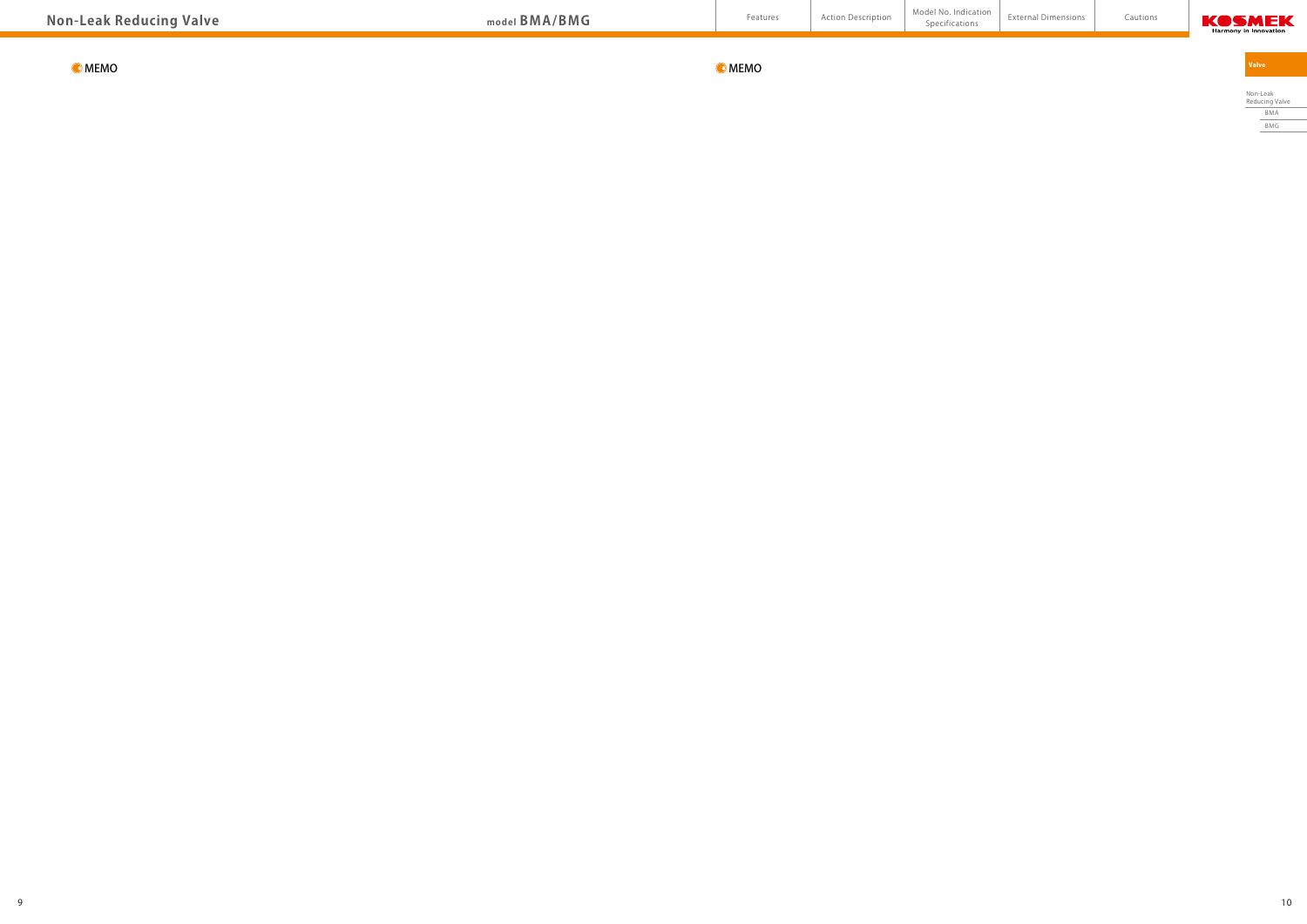MEMO

MEMO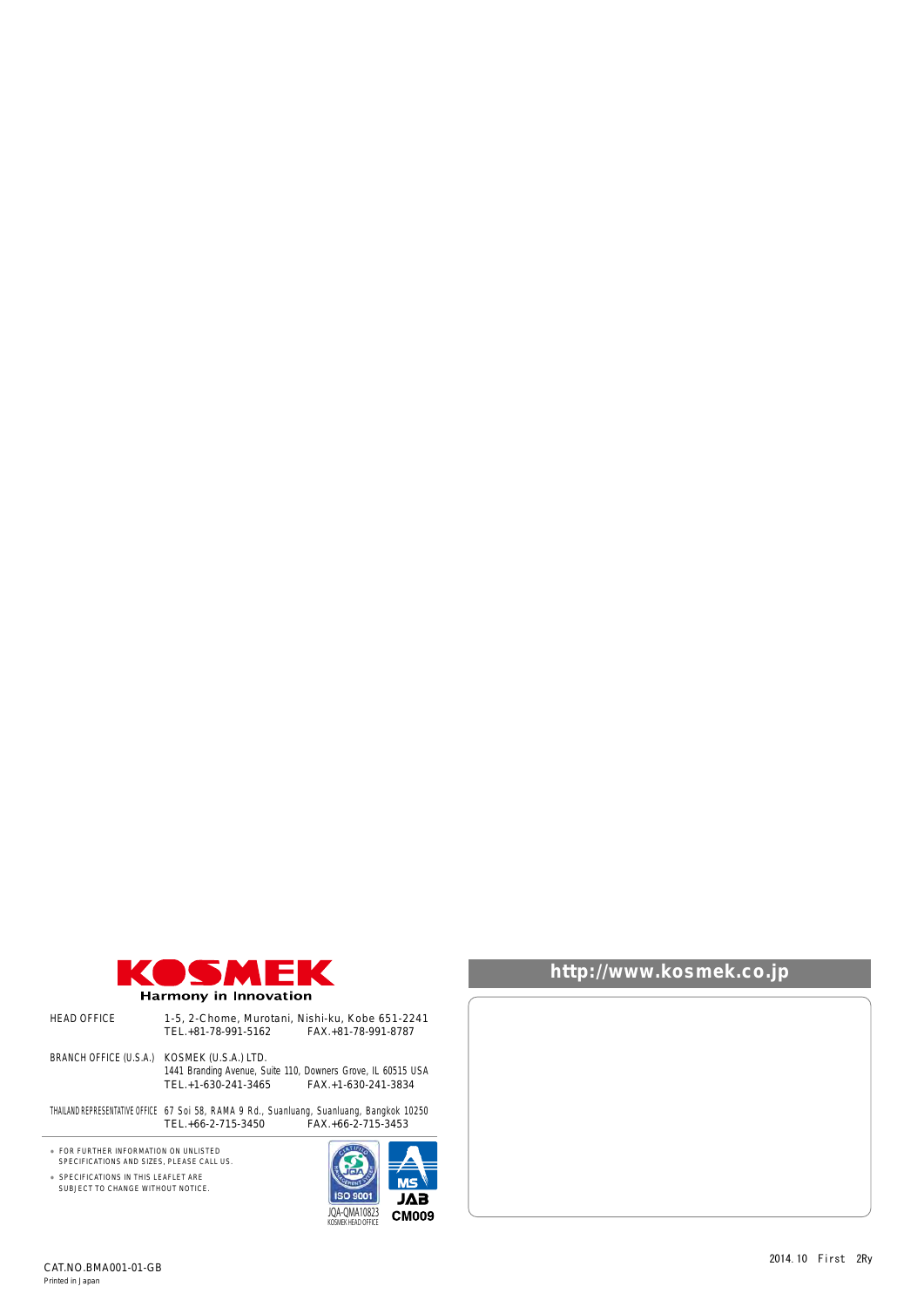KOSMEK

Harmony in Innovation

HEAD OFFICE 1-5, 2-Chome, Murotani, Nishi-ku, Kobe 651-2241
TEL.+81-78-991-5162 FAX.+81-78-991-8787

BRANCH OFFICE (U.S.A.) KOSMEK (U.S.A.) LTD.
1441 Branding Avenue, Suite 110, Downers Grove, IL 60515 USA
TEL.+1-630-241-3465 FAX.+1-630-241-3834

THAILAND REPRESENTATIVE OFFICE 67 Soi 58, RAMA 9 Rd., Suanluang, Suanluang, Bangkok 10250
TEL.+66-2-715-3450 FAX.+66-2-715-3453

- FOR FURTHER INFORMATION ON UNLISTED SPECIFICATIONS AND SIZES, PLEASE CALL US.
- SPECIFICATIONS IN THIS LEAFLET ARE SUBJECT TO CHANGE WITHOUT NOTICE.

ISO 9001
JQA-QMA10823
KOSMEK HEAD OFFICE

MS JAB CM009

**http://www.kosmek.co.jp**

CAT.NO.BMA001-01-GB
Printed in Japan

2014. 10 First 2Ry